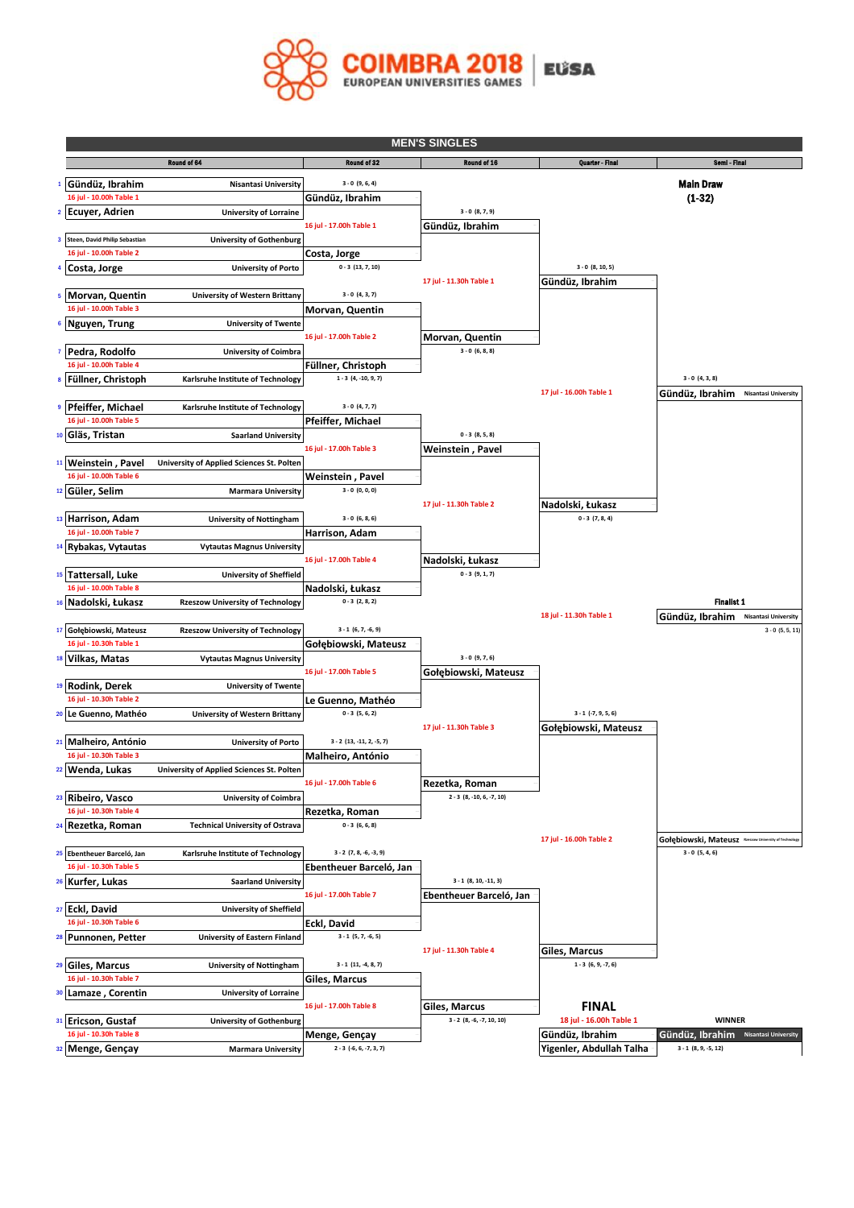# COIMBRA 2018

EUROPEAN UNIVERSITIES GAMES

EUSA

## MEN'S SINGLES

### Round of 64

| # | Player | University | Schedule |
|---|---|---|---|
| 1 | Gündüz, Ibrahim | Nisantasi University | 16 jul - 10.00h Table 1 |
| 2 | Ecuyer, Adrien | University of Lorraine | |
| 3 | Steen, David Philip Sebastian | University of Gothenburg | 16 jul - 10.00h Table 2 |
| 4 | Costa, Jorge | University of Porto | |
| 5 | Morvan, Quentin | University of Western Brittany | 16 jul - 10.00h Table 3 |
| 6 | Nguyen, Trung | University of Twente | |
| 7 | Pedra, Rodolfo | University of Coimbra | 16 jul - 10.00h Table 4 |
| 8 | Füllner, Christoph | Karlsruhe Institute of Technology | |
| 9 | Pfeiffer, Michael | Karlsruhe Institute of Technology | 16 jul - 10.00h Table 5 |
| 10 | Gläs, Tristan | Saarland University | |
| 11 | Weinstein , Pavel | University of Applied Sciences St. Polten | 16 jul - 10.00h Table 6 |
| 12 | Güler, Selim | Marmara University | |
| 13 | Harrison, Adam | University of Nottingham | 16 jul - 10.00h Table 7 |
| 14 | Rybakas, Vytautas | Vytautas Magnus University | |
| 15 | Tattersall, Luke | University of Sheffield | 16 jul - 10.00h Table 8 |
| 16 | Nadolski, Łukasz | Rzeszow University of Technology | |
| 17 | Gołębiowski, Mateusz | Rzeszow University of Technology | 16 jul - 10.30h Table 1 |
| 18 | Vilkas, Matas | Vytautas Magnus University | |
| 19 | Rodink, Derek | University of Twente | 16 jul - 10.30h Table 2 |
| 20 | Le Guenno, Mathéo | University of Western Brittany | |
| 21 | Malheiro, António | University of Porto | 16 jul - 10.30h Table 3 |
| 22 | Wenda, Lukas | University of Applied Sciences St. Polten | |
| 23 | Ribeiro, Vasco | University of Coimbra | 16 jul - 10.30h Table 4 |
| 24 | Rezetka, Roman | Technical University of Ostrava | |
| 25 | Ebentheuer Barceló, Jan | Karlsruhe Institute of Technology | 16 jul - 10.30h Table 5 |
| 26 | Kurfer, Lukas | Saarland University | |
| 27 | Eckl, David | University of Sheffield | 16 jul - 10.30h Table 6 |
| 28 | Punnonen, Petter | University of Eastern Finland | |
| 29 | Giles, Marcus | University of Nottingham | 16 jul - 10.30h Table 7 |
| 30 | Lamaze , Corentin | University of Lorraine | |
| 31 | Ericson, Gustaf | University of Gothenburg | 16 jul - 10.30h Table 8 |
| 32 | Menge, Gençay | Marmara University | |

### Round of 32

| Winner | Score | Schedule |
|---|---|---|
| Gündüz, Ibrahim | 3 - 0 (9, 6, 4) | 16 jul - 17.00h Table 1 |
| Costa, Jorge | 0 - 3 (13, 7, 10) | |
| Morvan, Quentin | 3 - 0 (4, 3, 7) | 16 jul - 17.00h Table 2 |
| Füllner, Christoph | 1 - 3 (4, -10, 9, 7) | |
| Pfeiffer, Michael | 3 - 0 (4, 7, 7) | 16 jul - 17.00h Table 3 |
| Weinstein , Pavel | 3 - 0 (0, 0, 0) | |
| Harrison, Adam | 3 - 0 (6, 8, 6) | 16 jul - 17.00h Table 4 |
| Nadolski, Łukasz | 0 - 3 (2, 8, 2) | |
| Gołębiowski, Mateusz | 3 - 1 (6, 7, -6, 9) | 16 jul - 17.00h Table 5 |
| Le Guenno, Mathéo | 0 - 3 (5, 6, 2) | |
| Malheiro, António | 3 - 2 (13, -11, 2, -5, 7) | 16 jul - 17.00h Table 6 |
| Rezetka, Roman | 0 - 3 (6, 6, 8) | |
| Ebentheuer Barceló, Jan | 3 - 2 (7, 8, -6, -3, 9) | 16 jul - 17.00h Table 7 |
| Eckl, David | 3 - 1 (5, 7, -6, 5) | |
| Giles, Marcus | 3 - 1 (11, -4, 8, 7) | 16 jul - 17.00h Table 8 |
| Menge, Gençay | 2 - 3 (-6, 6, -7, 3, 7) | |

### Round of 16

| Winner | Score | Schedule |
|---|---|---|
| Gündüz, Ibrahim | 3 - 0 (8, 7, 9) | 17 jul - 11.30h Table 1 |
| Morvan, Quentin | 3 - 0 (6, 8, 8) | |
| Weinstein , Pavel | 0 - 3 (8, 5, 8) | 17 jul - 11.30h Table 2 |
| Nadolski, Łukasz | 0 - 3 (9, 1, 7) | |
| Gołębiowski, Mateusz | 3 - 0 (9, 7, 6) | 17 jul - 11.30h Table 3 |
| Rezetka, Roman | 2 - 3 (8, -10, 6, -7, 10) | |
| Ebentheuer Barceló, Jan | 3 - 1 (8, 10, -11, 3) | 17 jul - 11.30h Table 4 |
| Giles, Marcus | 3 - 2 (8, -6, -7, 10, 10) | |

### Quarter - Final

| Winner | Score | Schedule |
|---|---|---|
| Gündüz, Ibrahim | 3 - 0 (8, 10, 5) | 17 jul - 16.00h Table 1 |
| Nadolski, Łukasz | 0 - 3 (7, 8, 4) | |
| Gołębiowski, Mateusz | 3 - 1 (-7, 9, 5, 6) | 17 jul - 16.00h Table 2 |
| Giles, Marcus | 1 - 3 (6, 9, -7, 6) | |

### Semi - Final

**Main Draw (1-32)**

| Winner | University | Score | Schedule |
|---|---|---|---|
| Gündüz, Ibrahim | Nisantasi University | 3 - 0 (4, 3, 8) | 18 jul - 11.30h Table 1 |
| Gołębiowski, Mateusz | Rzeszow University of Technology | 3 - 0 (5, 4, 6) | |

**Finalist 1**

Gündüz, Ibrahim — Nisantasi University — 3 - 0 (5, 5, 11)

### FINAL

18 jul - 16.00h Table 1

| Player | |
|---|---|
| Gündüz, Ibrahim | |
| Yigenler, Abdullah Talha | 3 - 1 (8, 9, -5, 12) |

**WINNER**

Gündüz, Ibrahim — Nisantasi University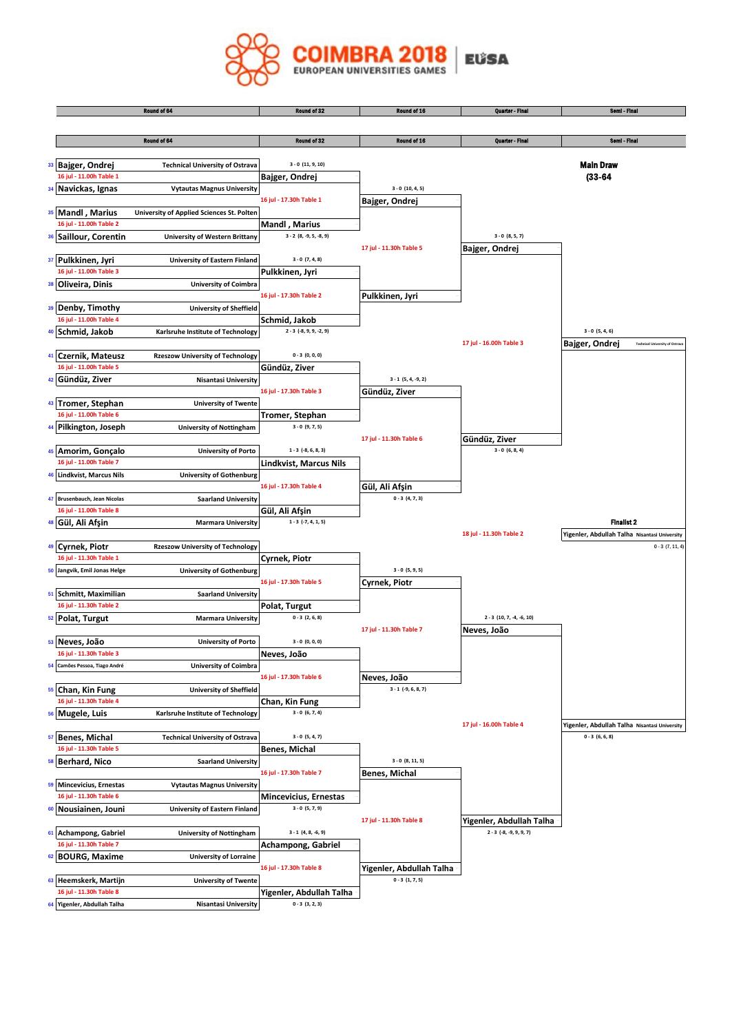**COIMBRA 2018** EUROPEAN UNIVERSITIES GAMES | EUSA

| Round of 64 | Round of 32 | Round of 16 | Quarter - Final | Semi - Final |
|---|---|---|---|---|

**Main Draw**
**(33-64**

## Round of 64

| # | Player | University | Match |
|---|---|---|---|
| 33 | Bajger, Ondrej | Technical University of Ostrava | 16 jul - 11.00h Table 1 |
| 34 | Navickas, Ignas | Vytautas Magnus University | |
| 35 | Mandl , Marius | University of Applied Sciences St. Polten | 16 jul - 11.00h Table 2 |
| 36 | Saillour, Corentin | University of Western Brittany | |
| 37 | Pulkkinen, Jyri | University of Eastern Finland | 16 jul - 11.00h Table 3 |
| 38 | Oliveira, Dinis | University of Coimbra | |
| 39 | Denby, Timothy | University of Sheffield | 16 jul - 11.00h Table 4 |
| 40 | Schmid, Jakob | Karlsruhe Institute of Technology | |
| 41 | Czernik, Mateusz | Rzeszow University of Technology | 16 jul - 11.00h Table 5 |
| 42 | Gündüz, Ziver | Nisantasi University | |
| 43 | Tromer, Stephan | University of Twente | 16 jul - 11.00h Table 6 |
| 44 | Pilkington, Joseph | University of Nottingham | |
| 45 | Amorim, Gonçalo | University of Porto | 16 jul - 11.00h Table 7 |
| 46 | Lindkvist, Marcus Nils | University of Gothenburg | |
| 47 | Brusenbauch, Jean Nicolas | Saarland University | 16 jul - 11.00h Table 8 |
| 48 | Gül, Ali Afşin | Marmara University | |
| 49 | Cyrnek, Piotr | Rzeszow University of Technology | 16 jul - 11.30h Table 1 |
| 50 | Jangvik, Emil Jonas Helge | University of Gothenburg | |
| 51 | Schmitt, Maximilian | Saarland University | 16 jul - 11.30h Table 2 |
| 52 | Polat, Turgut | Marmara University | |
| 53 | Neves, João | University of Porto | 16 jul - 11.30h Table 3 |
| 54 | Camões Pessoa, Tiago André | University of Coimbra | |
| 55 | Chan, Kin Fung | University of Sheffield | 16 jul - 11.30h Table 4 |
| 56 | Mugele, Luis | Karlsruhe Institute of Technology | |
| 57 | Benes, Michal | Technical University of Ostrava | 16 jul - 11.30h Table 5 |
| 58 | Berhard, Nico | Saarland University | |
| 59 | Mincevicius, Ernestas | Vytautas Magnus University | 16 jul - 11.30h Table 6 |
| 60 | Nousiainen, Jouni | University of Eastern Finland | |
| 61 | Achampong, Gabriel | University of Nottingham | 16 jul - 11.30h Table 7 |
| 62 | BOURG, Maxime | University of Lorraine | |
| 63 | Heemskerk, Martijn | University of Twente | 16 jul - 11.30h Table 8 |
| 64 | Yigenler, Abdullah Talha | Nisantasi University | |

## Round of 32

| Winner | Score | Next match |
|---|---|---|
| Bajger, Ondrej | 3 - 0 (11, 9, 10) | 16 jul - 17.30h Table 1 |
| Mandl , Marius | 3 - 2 (8, -9, 5, -8, 9) | |
| Pulkkinen, Jyri | 3 - 0 (7, 4, 8) | 16 jul - 17.30h Table 2 |
| Schmid, Jakob | 2 - 3 (-8, 9, 9, -2, 9) | |
| Gündüz, Ziver | 0 - 3 (0, 0, 0) | 16 jul - 17.30h Table 3 |
| Tromer, Stephan | 3 - 0 (9, 7, 5) | |
| Lindkvist, Marcus Nils | 1 - 3 (-8, 6, 8, 3) | 16 jul - 17.30h Table 4 |
| Gül, Ali Afşin | 1 - 3 (-7, 4, 1, 5) | |
| Cyrnek, Piotr | | 16 jul - 17.30h Table 5 |
| Polat, Turgut | 0 - 3 (2, 6, 8) | |
| Neves, João | 3 - 0 (0, 0, 0) | 16 jul - 17.30h Table 6 |
| Chan, Kin Fung | 3 - 0 (6, 7, 4) | |
| Benes, Michal | 3 - 0 (5, 4, 7) | 16 jul - 17.30h Table 7 |
| Mincevicius, Ernestas | 3 - 0 (5, 7, 9) | |
| Achampong, Gabriel | 3 - 1 (4, 8, -6, 9) | 16 jul - 17.30h Table 8 |
| Yigenler, Abdullah Talha | 0 - 3 (3, 2, 3) | |

## Round of 16

| Winner | Score | Next match |
|---|---|---|
| Bajger, Ondrej | 3 - 0 (10, 4, 5) | 17 jul - 11.30h Table 5 |
| Pulkkinen, Jyri | | |
| Gündüz, Ziver | 3 - 1 (5, 4, -9, 2) | 17 jul - 11.30h Table 6 |
| Gül, Ali Afşin | 0 - 3 (4, 7, 3) | |
| Cyrnek, Piotr | 3 - 0 (5, 9, 5) | 17 jul - 11.30h Table 7 |
| Neves, João | 3 - 1 (-9, 6, 8, 7) | |
| Benes, Michal | 3 - 0 (8, 11, 5) | 17 jul - 11.30h Table 8 |
| Yigenler, Abdullah Talha | 0 - 3 (1, 7, 5) | |

## Quarter - Final

| Winner | Score | Next match |
|---|---|---|
| Bajger, Ondrej | 3 - 0 (8, 5, 7) | 17 jul - 16.00h Table 3 |
| Gündüz, Ziver | 3 - 0 (6, 8, 4) | |
| Neves, João | 2 - 3 (10, 7, -4, -6, 10) | 17 jul - 16.00h Table 4 |
| Yigenler, Abdullah Talha | 2 - 3 (-8, -9, 9, 9, 7) | |

## Semi - Final

| Winner | University | Score | Next match |
|---|---|---|---|
| Bajger, Ondrej | Technical University of Ostrava | 3 - 0 (5, 4, 6) | 18 jul - 11.30h Table 2 |
| Yigenler, Abdullah Talha | Nisantasi University | 0 - 3 (6, 6, 8) | |

**Finalist 2**

Yigenler, Abdullah Talha — Nisantasi University — 0 - 3 (7, 11, 4)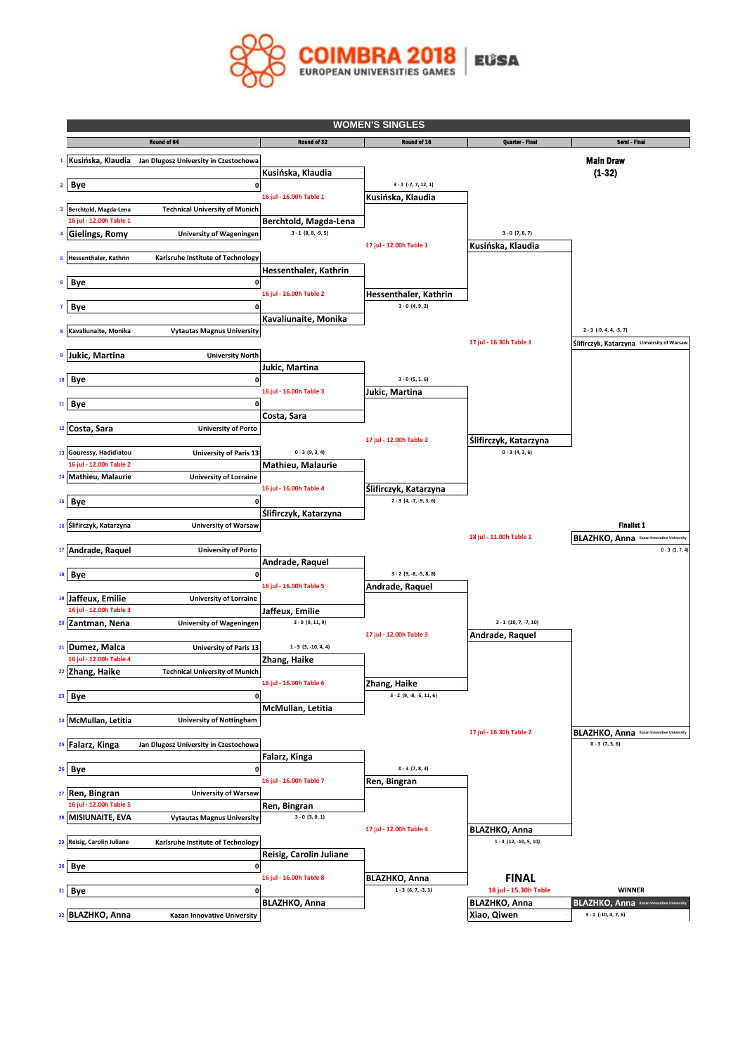# COIMBRA 2018
EUROPEAN UNIVERSITIES GAMES

EUSA

## WOMEN'S SINGLES

**Main Draw (1-32)**

### Round of 64

| # | Player | University |
|---|---|---|
| 1 | Kusińska, Klaudia | Jan Dlugosz University in Czestochowa |
| 2 | Bye | 0 |
| 3 | Berchtold, Magda-Lena | Technical University of Munich |
| 4 | Gielings, Romy | University of Wageningen |
| 5 | Hessenthaler, Kathrin | Karlsruhe Institute of Technology |
| 6 | Bye | 0 |
| 7 | Bye | 0 |
| 8 | Kavaliunaite, Monika | Vytautas Magnus University |
| 9 | Jukic, Martina | University North |
| 10 | Bye | 0 |
| 11 | Bye | 0 |
| 12 | Costa, Sara | University of Porto |
| 13 | Gouressy, Hadidiatou | University of Paris 13 |
| 14 | Mathieu, Malaurie | University of Lorraine |
| 15 | Bye | 0 |
| 16 | Ślifirczyk, Katarzyna | University of Warsaw |
| 17 | Andrade, Raquel | University of Porto |
| 18 | Bye | 0 |
| 19 | Jaffeux, Emilie | University of Lorraine |
| 20 | Zantman, Nena | University of Wageningen |
| 21 | Dumez, Malca | University of Paris 13 |
| 22 | Zhang, Haike | Technical University of Munich |
| 23 | Bye | 0 |
| 24 | McMullan, Letitia | University of Nottingham |
| 25 | Falarz, Kinga | Jan Dlugosz University in Czestochowa |
| 26 | Bye | 0 |
| 27 | Ren, Bingran | University of Warsaw |
| 28 | MISIUNAITE, EVA | Vytautas Magnus University |
| 29 | Reisig, Carolin Juliane | Karlsruhe Institute of Technology |
| 30 | Bye | 0 |
| 31 | Bye | 0 |
| 32 | BLAZHKO, Anna | Kazan Innovative University |

Round of 64 matches:
- Berchtold, Magda-Lena vs Gielings, Romy — 16 jul - 12.00h Table 1 — winner Berchtold, Magda-Lena, 3 - 1 (8, 8, -9, 5)
- Gouressy, Hadidiatou vs Mathieu, Malaurie — 16 jul - 12.00h Table 2 — winner Mathieu, Malaurie, 0 - 3 (9, 3, 4)
- Jaffeux, Emilie vs Zantman, Nena — 16 jul - 12.00h Table 3 — winner Jaffeux, Emilie, 3 - 0 (9, 11, 9)
- Dumez, Malca vs Zhang, Haike — 16 jul - 12.00h Table 4 — winner Zhang, Haike, 1 - 3 (3, -10, 4, 4)
- Ren, Bingran vs MISIUNAITE, EVA — 16 jul - 12.00h Table 5 — winner Ren, Bingran, 3 - 0 (3, 0, 1)

### Round of 32

| Match | Schedule | Winner | Score |
|---|---|---|---|
| Kusińska, Klaudia vs Berchtold, Magda-Lena | 16 jul - 16.00h Table 1 | Kusińska, Klaudia | 3 - 1 (-7, 7, 12, 1) |
| Hessenthaler, Kathrin vs Kavaliunaite, Monika | 16 jul - 16.00h Table 2 | Hessenthaler, Kathrin | 3 - 0 (4, 9, 2) |
| Jukic, Martina vs Costa, Sara | 16 jul - 16.00h Table 3 | Jukic, Martina | 3 - 0 (5, 1, 6) |
| Mathieu, Malaurie vs Ślifirczyk, Katarzyna | 16 jul - 16.00h Table 4 | Ślifirczyk, Katarzyna | 2 - 3 (4, -7, -9, 3, 6) |
| Andrade, Raquel vs Jaffeux, Emilie | 16 jul - 16.00h Table 5 | Andrade, Raquel | 3 - 2 (9, -8, -5, 8, 8) |
| Zhang, Haike vs McMullan, Letitia | 16 jul - 16.00h Table 6 | Zhang, Haike | 3 - 2 (9, -8, -5, 11, 6) |
| Falarz, Kinga vs Ren, Bingran | 16 jul - 16.00h Table 7 | Ren, Bingran | 0 - 3 (7, 8, 3) |
| Reisig, Carolin Juliane vs BLAZHKO, Anna | 16 jul - 16.00h Table 8 | BLAZHKO, Anna | 1 - 3 (6, 7, -3, 3) |

### Round of 16

| Match | Schedule | Winner | Score |
|---|---|---|---|
| Kusińska, Klaudia vs Hessenthaler, Kathrin | 17 jul - 12.00h Table 1 | Kusińska, Klaudia | 3 - 0 (7, 8, 7) |
| Jukic, Martina vs Ślifirczyk, Katarzyna | 17 jul - 12.00h Table 2 | Ślifirczyk, Katarzyna | 0 - 3 (4, 3, 6) |
| Andrade, Raquel vs Zhang, Haike | 17 jul - 12.00h Table 3 | Andrade, Raquel | 3 - 1 (10, 7, -7, 10) |
| Ren, Bingran vs BLAZHKO, Anna | 17 jul - 12.00h Table 4 | BLAZHKO, Anna | 1 - 3 (12, -10, 5, 10) |

### Quarter - Final

| Match | Schedule | Winner | Score |
|---|---|---|---|
| Kusińska, Klaudia vs Ślifirczyk, Katarzyna | 17 jul - 16.30h Table 1 | Ślifirczyk, Katarzyna (University of Warsaw) | 2 - 3 (-9, 4, 4, -5, 7) |
| Andrade, Raquel vs BLAZHKO, Anna | 17 jul - 16.30h Table 2 | BLAZHKO, Anna (Kazan Innovative University) | 0 - 3 (7, 3, 6) |

### Semi - Final

| Match | Schedule | Winner | Score |
|---|---|---|---|
| Ślifirczyk, Katarzyna vs BLAZHKO, Anna | 18 jul - 11.00h Table 1 | Finalist 1: BLAZHKO, Anna (Kazan Innovative University) | 0 - 3 (3, 7, 4) |

### FINAL

18 jul - 15.30h Table

| Finalists | Winner | Score |
|---|---|---|
| BLAZHKO, Anna vs Xiao, Qiwen | BLAZHKO, Anna (Kazan Innovative University) | 3 - 1 (-10, 4, 7, 6) |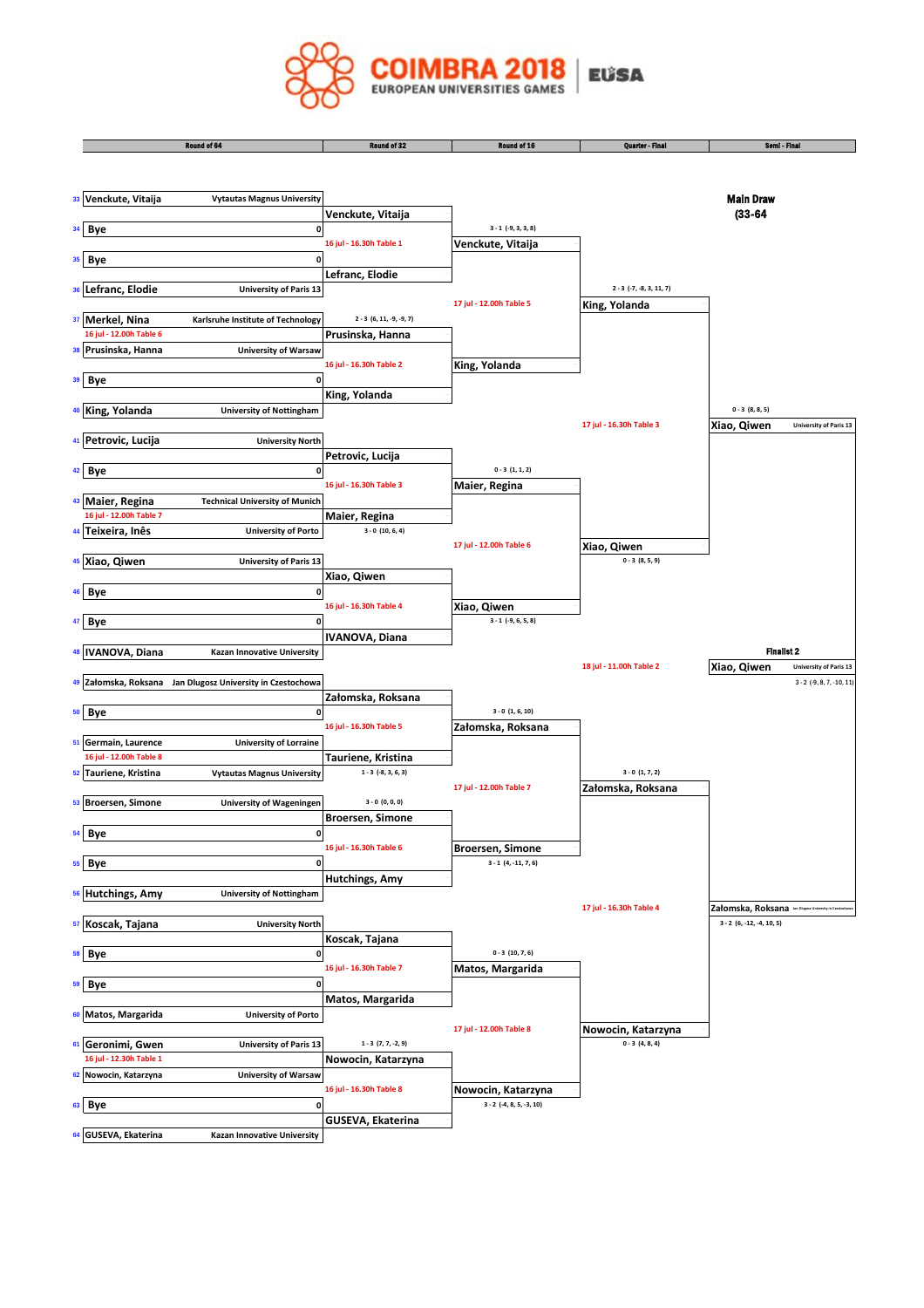# COIMBRA 2018 EUROPEAN UNIVERSITIES GAMES | EUSA

**Main Draw (33-64**

| Round of 64 | | Round of 32 | Round of 16 | Quarter - Final | Semi - Final |
|---|---|---|---|---|---|
| 33 | Venckute, Vitaija — Vytautas Magnus University | Venckute, Vitaija | Venckute, Vitaija (3 - 1 (-9, 3, 3, 8)) | King, Yolanda (2 - 3 (-7, -8, 3, 11, 7)) | Xiao, Qiwen — University of Paris 13 (0 - 3 (8, 8, 5)) |
| 34 | Bye 0 | 16 jul - 16.30h Table 1 | | 17 jul - 12.00h Table 5 | 17 jul - 16.30h Table 3 |
| 35 | Bye 0 | Lefranc, Elodie | | | |
| 36 | Lefranc, Elodie — University of Paris 13 | | | | |
| 37 | Merkel, Nina — Karlsruhe Institute of Technology (16 jul - 12.00h Table 6) | Prusinska, Hanna (2 - 3 (6, 11, -9, -9, 7)) | King, Yolanda | | |
| 38 | Prusinska, Hanna — University of Warsaw | 16 jul - 16.30h Table 2 | | | |
| 39 | Bye 0 | King, Yolanda | | | |
| 40 | King, Yolanda — University of Nottingham | | | | |
| 41 | Petrovic, Lucija — University North | Petrovic, Lucija | Maier, Regina (0 - 3 (1, 1, 2)) | Xiao, Qiwen (0 - 3 (8, 5, 9)) | |
| 42 | Bye 0 | 16 jul - 16.30h Table 3 | | 17 jul - 12.00h Table 6 | |
| 43 | Maier, Regina — Technical University of Munich (16 jul - 12.00h Table 7) | Maier, Regina (3 - 0 (10, 6, 4)) | | | |
| 44 | Teixeira, Inês — University of Porto | | | | |
| 45 | Xiao, Qiwen — University of Paris 13 | Xiao, Qiwen | Xiao, Qiwen (3 - 1 (-9, 6, 5, 8)) | | |
| 46 | Bye 0 | 16 jul - 16.30h Table 4 | | | |
| 47 | Bye 0 | IVANOVA, Diana | | | |
| 48 | IVANOVA, Diana — Kazan Innovative University | | | | **Finalist 2**: Xiao, Qiwen — University of Paris 13 (3 - 2 (-9, 8, 7, -10, 11)) — 18 jul - 11.00h Table 2 |
| 49 | Załomska, Roksana — Jan Dlugosz University in Czestochowa | Załomska, Roksana | Załomska, Roksana (3 - 0 (1, 6, 10)) | Załomska, Roksana (3 - 0 (1, 7, 2)) | Załomska, Roksana — Jan Dlugosz University in Czestochowa (3 - 2 (6, -12, -4, 10, 5)) |
| 50 | Bye 0 | 16 jul - 16.30h Table 5 | | 17 jul - 12.00h Table 7 | 17 jul - 16.30h Table 4 |
| 51 | Germain, Laurence — University of Lorraine (16 jul - 12.00h Table 8) | Tauriene, Kristina (1 - 3 (-8, 3, 6, 3)) | | | |
| 52 | Tauriene, Kristina — Vytautas Magnus University | | | | |
| 53 | Broersen, Simone — University of Wageningen (3 - 0 (0, 0, 0)) | Broersen, Simone | Broersen, Simone (3 - 1 (4, -11, 7, 6)) | | |
| 54 | Bye 0 | 16 jul - 16.30h Table 6 | | | |
| 55 | Bye 0 | Hutchings, Amy | | | |
| 56 | Hutchings, Amy — University of Nottingham | | | | |
| 57 | Koscak, Tajana — University North | Koscak, Tajana | Matos, Margarida (0 - 3 (10, 7, 6)) | Nowocin, Katarzyna (0 - 3 (4, 8, 4)) | |
| 58 | Bye 0 | 16 jul - 16.30h Table 7 | | 17 jul - 12.00h Table 8 | |
| 59 | Bye 0 | Matos, Margarida | | | |
| 60 | Matos, Margarida — University of Porto | | | | |
| 61 | Geronimi, Gwen — University of Paris 13 (16 jul - 12.30h Table 1) | Nowocin, Katarzyna (1 - 3 (7, 7, -2, 9)) | Nowocin, Katarzyna (3 - 2 (-4, 8, 5, -3, 10)) | | |
| 62 | Nowocin, Katarzyna — University of Warsaw | 16 jul - 16.30h Table 8 | | | |
| 63 | Bye 0 | GUSEVA, Ekaterina | | | |
| 64 | GUSEVA, Ekaterina — Kazan Innovative University | | | | |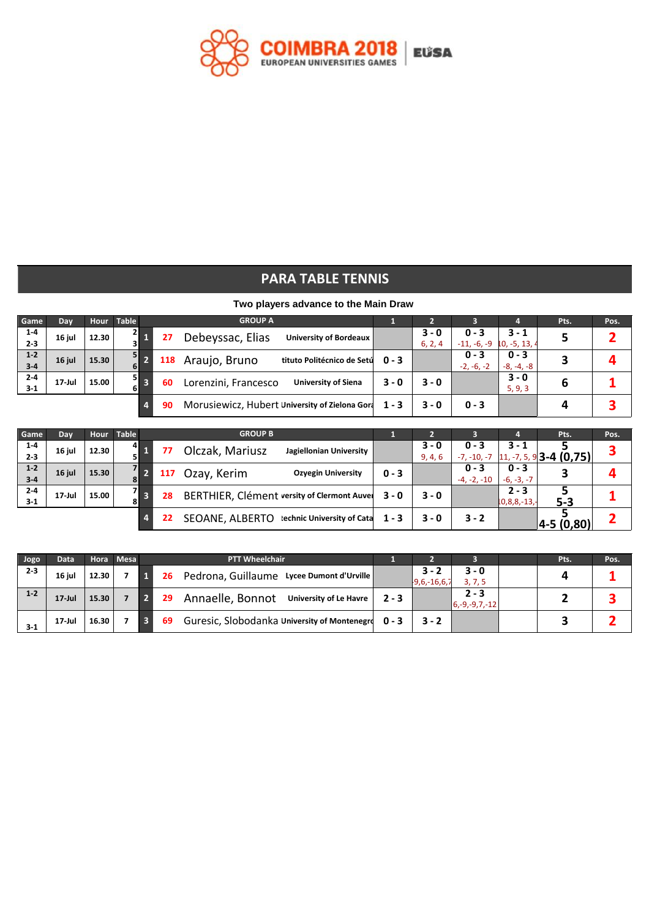COIMBRA 2018 EUROPEAN UNIVERSITIES GAMES | EUSA

# PARA TABLE TENNIS

**Two players advance to the Main Draw**

| Game | Day | Hour | Table | | | GROUP A | | 1 | 2 | 3 | 4 | Pts. | Pos. |
|---|---|---|---|---|---|---|---|---|---|---|---|---|---|
| 1-4<br>2-3 | 16 jul | 12.30 | 2<br>3 | 1 | 27 | Debeyssac, Elias | University of Bordeaux | | 3 - 0<br>6, 2, 4 | 0 - 3<br>-11, -6, -9 | 3 - 1<br>10, -5, 13, 4 | 5 | 2 |
| 1-2<br>3-4 | 16 jul | 15.30 | 5<br>6 | 2 | 118 | Araujo, Bruno | tituto Politécnico de Setú | 0 - 3 | | 0 - 3<br>-2, -6, -2 | 0 - 3<br>-8, -4, -8 | 3 | 4 |
| 2-4<br>3-1 | 17-Jul | 15.00 | 5<br>6 | 3 | 60 | Lorenzini, Francesco | University of Siena | 3 - 0 | 3 - 0 | | 3 - 0<br>5, 9, 3 | 6 | 1 |
| | | | | 4 | 90 | Morusiewicz, Hubert | University of Zielona Gora | 1 - 3 | 3 - 0 | 0 - 3 | | 4 | 3 |

| Game | Day | Hour | Table | | | GROUP B | | 1 | 2 | 3 | 4 | Pts. | Pos. |
|---|---|---|---|---|---|---|---|---|---|---|---|---|---|
| 1-4<br>2-3 | 16 jul | 12.30 | 4<br>5 | 1 | 77 | Olczak, Mariusz | Jagiellonian University | | 3 - 0<br>9, 4, 6 | 0 - 3<br>-7, -10, -7 | 3 - 1<br>11, -7, 5, 9 | 5<br>3-4 (0,75) | 3 |
| 1-2<br>3-4 | 16 jul | 15.30 | 7<br>8 | 2 | 117 | Ozay, Kerim | Ozyegin University | 0 - 3 | | 0 - 3<br>-4, -2, -10 | 0 - 3<br>-6, -3, -7 | 3 | 4 |
| 2-4<br>3-1 | 17-Jul | 15.00 | 7<br>8 | 3 | 28 | BERTHIER, Clément | versity of Clermont Auver | 3 - 0 | 3 - 0 | | 2 - 3<br>10,8,8,-13,- | 5<br>5-3 | 1 |
| | | | | 4 | 22 | SEOANE, ALBERTO | technic University of Cata | 1 - 3 | 3 - 0 | 3 - 2 | | 5<br>4-5 (0,80) | 2 |

| Jogo | Data | Hora | Mesa | | | PTT Wheelchair | | 1 | 2 | 3 | | Pts. | Pos. |
|---|---|---|---|---|---|---|---|---|---|---|---|---|---|
| 2-3 | 16 jul | 12.30 | 7 | 1 | 26 | Pedrona, Guillaume | Lycee Dumont d'Urville | | 3 - 2<br>-9,6,-16,6,7 | 3 - 0<br>3, 7, 5 | | 4 | 1 |
| 1-2 | 17-Jul | 15.30 | 7 | 2 | 29 | Annaelle, Bonnot | University of Le Havre | 2 - 3 | | 2 - 3<br>6,-9,-9,7,-12 | | 2 | 3 |
| 3-1 | 17-Jul | 16.30 | 7 | 3 | 69 | Guresic, Slobodanka | University of Montenegro | 0 - 3 | 3 - 2 | | | 3 | 2 |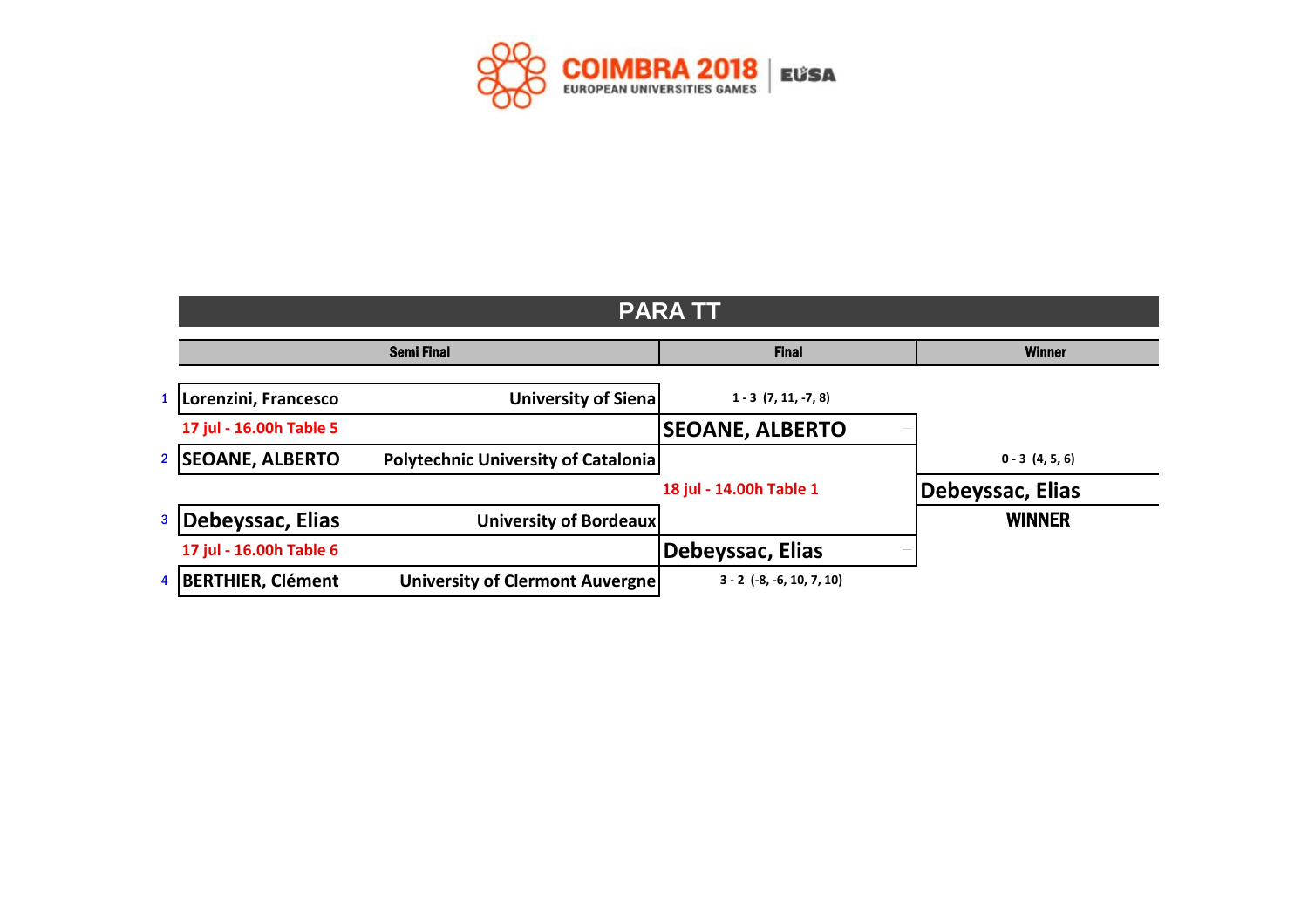COIMBRA 2018
EUROPEAN UNIVERSITIES GAMES
EUSA

## PARA TT

| Semi Final | | | Final | Winner |
|---|---|---|---|---|
| 1 | Lorenzini, Francesco | University of Siena | 1 - 3 (7, 11, -7, 8) | |
| | 17 jul - 16.00h Table 5 | | **SEOANE, ALBERTO** | |
| 2 | **SEOANE, ALBERTO** | Polytechnic University of Catalonia | | 0 - 3 (4, 5, 6) |
| | | | 18 jul - 14.00h Table 1 | **Debeyssac, Elias** |
| 3 | **Debeyssac, Elias** | University of Bordeaux | | **WINNER** |
| | 17 jul - 16.00h Table 6 | | **Debeyssac, Elias** | |
| 4 | **BERTHIER, Clément** | University of Clermont Auvergne | 3 - 2 (-8, -6, 10, 7, 10) | |